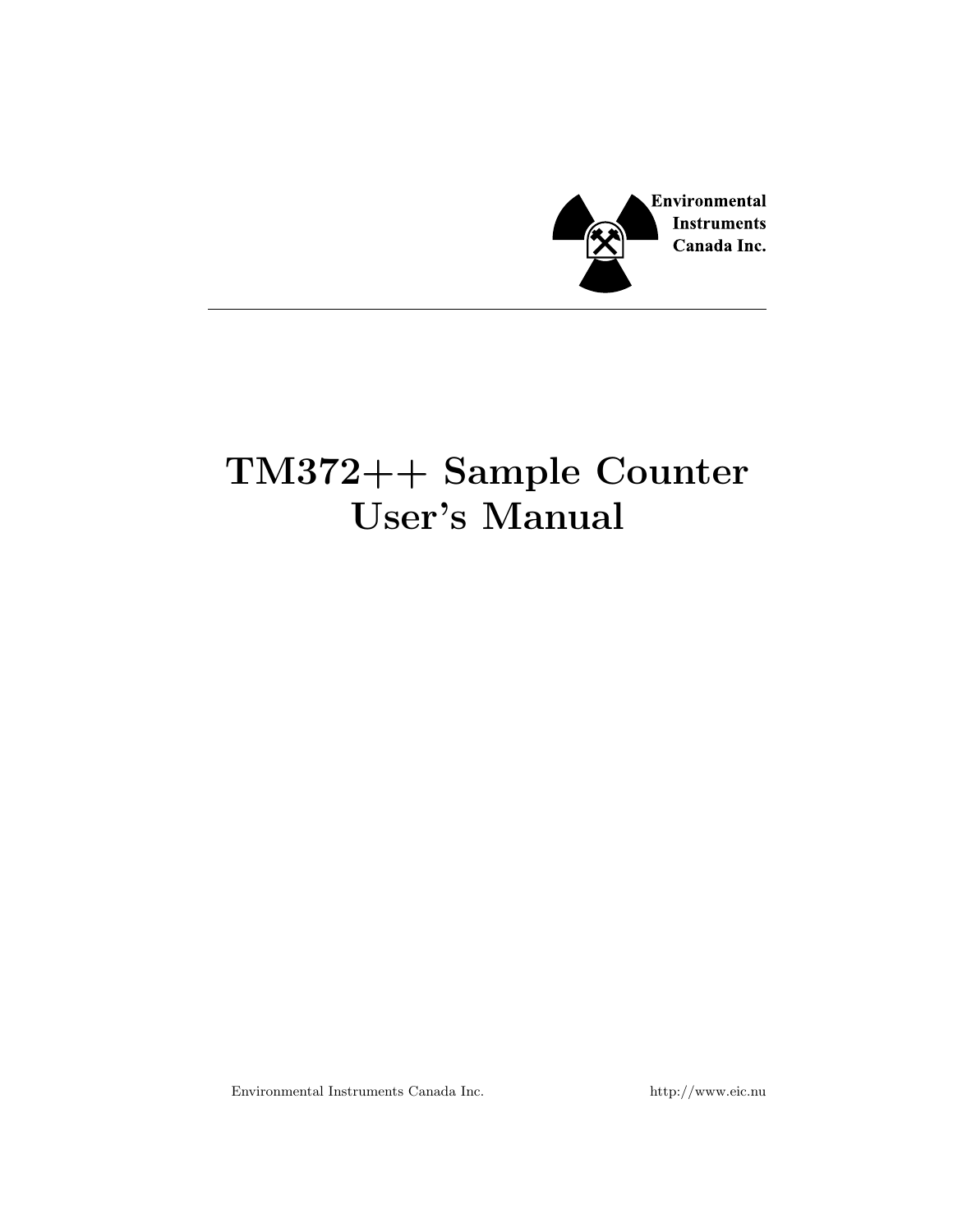Environmental
Instruments
Canada Inc.

# TM372++ Sample Counter User's Manual

Environmental Instruments Canada Inc. http://www.eic.nu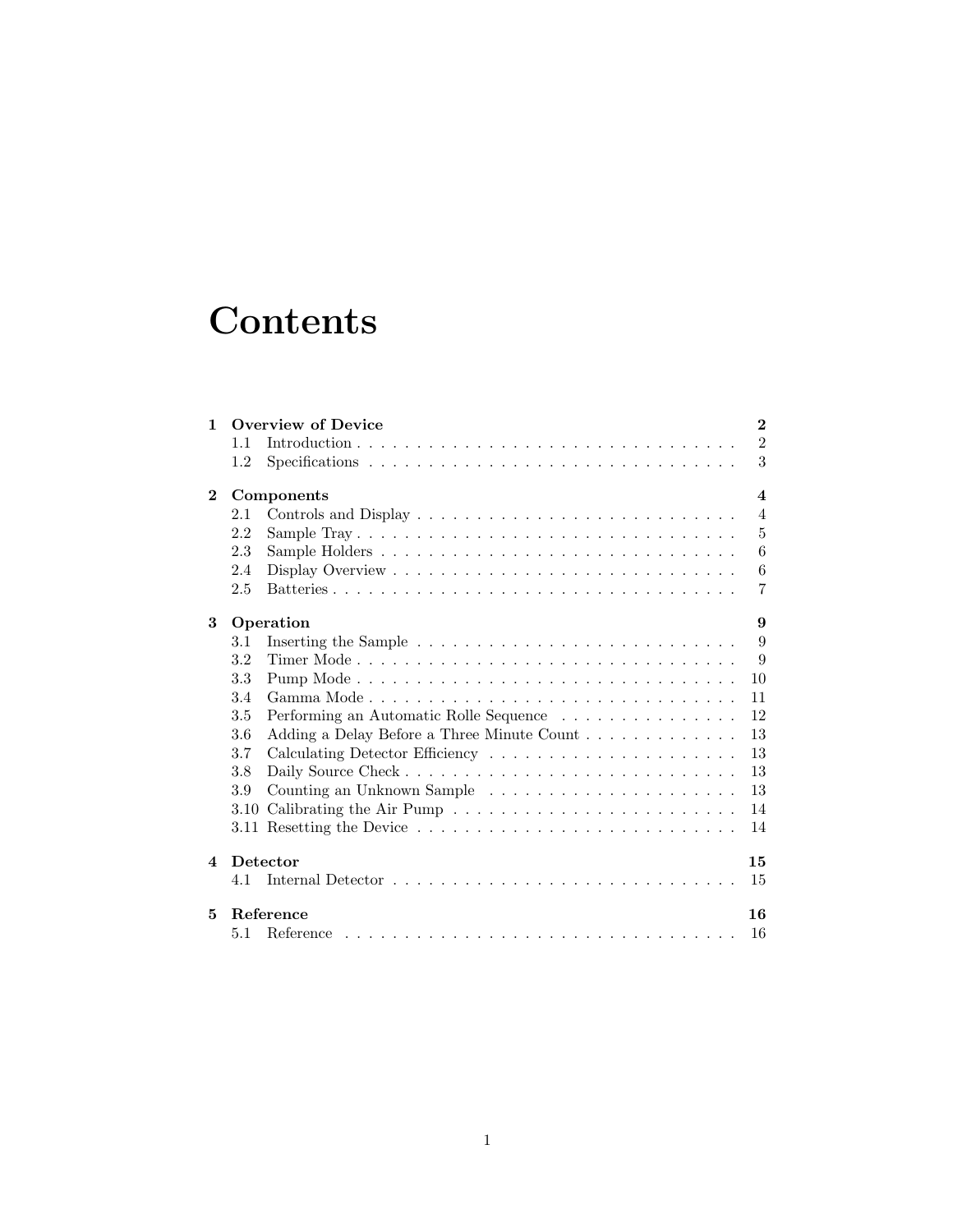# Contents

**1 Overview of Device** **2**

1.1 Introduction . . . . . . . . . . . . . . . . . . . . . . . . . . . . . . . . . 2

1.2 Specifications . . . . . . . . . . . . . . . . . . . . . . . . . . . . . . . . 3

**2 Components** **4**

2.1 Controls and Display . . . . . . . . . . . . . . . . . . . . . . . . . . . 4

2.2 Sample Tray . . . . . . . . . . . . . . . . . . . . . . . . . . . . . . . . 5

2.3 Sample Holders . . . . . . . . . . . . . . . . . . . . . . . . . . . . . . 6

2.4 Display Overview . . . . . . . . . . . . . . . . . . . . . . . . . . . . . 6

2.5 Batteries . . . . . . . . . . . . . . . . . . . . . . . . . . . . . . . . . . 7

**3 Operation** **9**

3.1 Inserting the Sample . . . . . . . . . . . . . . . . . . . . . . . . . . . 9

3.2 Timer Mode . . . . . . . . . . . . . . . . . . . . . . . . . . . . . . . . 9

3.3 Pump Mode . . . . . . . . . . . . . . . . . . . . . . . . . . . . . . . . 10

3.4 Gamma Mode . . . . . . . . . . . . . . . . . . . . . . . . . . . . . . . 11

3.5 Performing an Automatic Rolle Sequence . . . . . . . . . . . . . . . 12

3.6 Adding a Delay Before a Three Minute Count . . . . . . . . . . . . . 13

3.7 Calculating Detector Efficiency . . . . . . . . . . . . . . . . . . . . . 13

3.8 Daily Source Check . . . . . . . . . . . . . . . . . . . . . . . . . . . . 13

3.9 Counting an Unknown Sample . . . . . . . . . . . . . . . . . . . . . 13

3.10 Calibrating the Air Pump . . . . . . . . . . . . . . . . . . . . . . . . 14

3.11 Resetting the Device . . . . . . . . . . . . . . . . . . . . . . . . . . . 14

**4 Detector** **15**

4.1 Internal Detector . . . . . . . . . . . . . . . . . . . . . . . . . . . . . 15

**5 Reference** **16**

5.1 Reference . . . . . . . . . . . . . . . . . . . . . . . . . . . . . . . . . . 16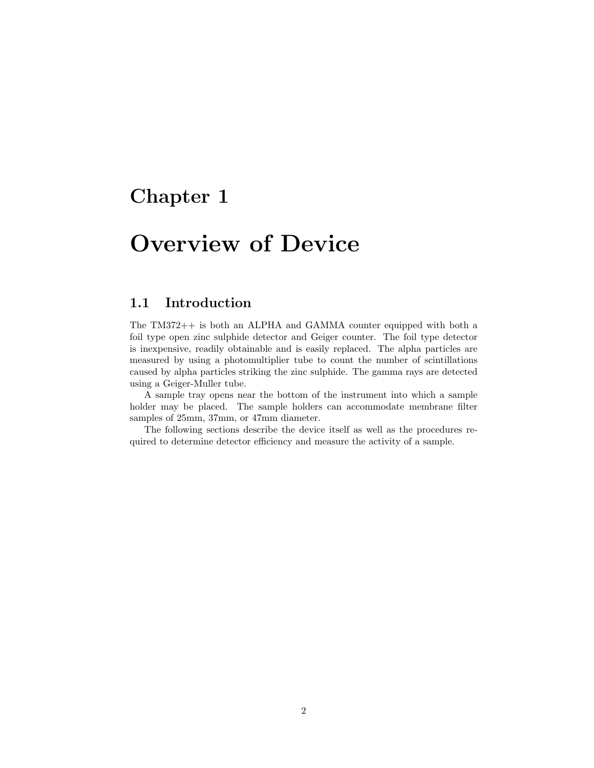# Chapter 1

# Overview of Device

## 1.1 Introduction

The TM372++ is both an ALPHA and GAMMA counter equipped with both a foil type open zinc sulphide detector and Geiger counter. The foil type detector is inexpensive, readily obtainable and is easily replaced. The alpha particles are measured by using a photomultiplier tube to count the number of scintillations caused by alpha particles striking the zinc sulphide. The gamma rays are detected using a Geiger-Muller tube.

A sample tray opens near the bottom of the instrument into which a sample holder may be placed. The sample holders can accommodate membrane filter samples of 25mm, 37mm, or 47mm diameter.

The following sections describe the device itself as well as the procedures required to determine detector efficiency and measure the activity of a sample.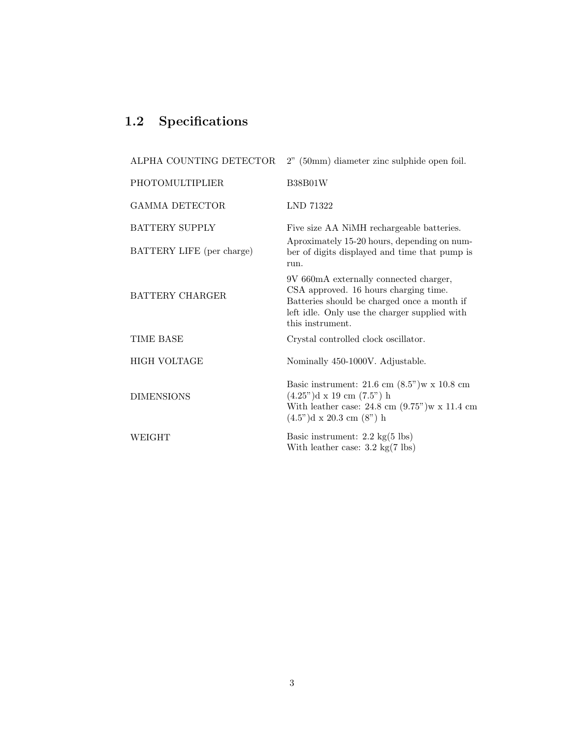## 1.2 Specifications

| | |
|---|---|
| ALPHA COUNTING DETECTOR | 2" (50mm) diameter zinc sulphide open foil. |
| PHOTOMULTIPLIER | B38B01W |
| GAMMA DETECTOR | LND 71322 |
| BATTERY SUPPLY | Five size AA NiMH rechargeable batteries. |
| BATTERY LIFE (per charge) | Aproximately 15-20 hours, depending on number of digits displayed and time that pump is run. |
| BATTERY CHARGER | 9V 660mA externally connected charger, CSA approved. 16 hours charging time. Batteries should be charged once a month if left idle. Only use the charger supplied with this instrument. |
| TIME BASE | Crystal controlled clock oscillator. |
| HIGH VOLTAGE | Nominally 450-1000V. Adjustable. |
| DIMENSIONS | Basic instrument: 21.6 cm (8.5")w x 10.8 cm (4.25")d x 19 cm (7.5") h<br>With leather case: 24.8 cm (9.75")w x 11.4 cm (4.5")d x 20.3 cm (8") h |
| WEIGHT | Basic instrument: 2.2 kg(5 lbs)<br>With leather case: 3.2 kg(7 lbs) |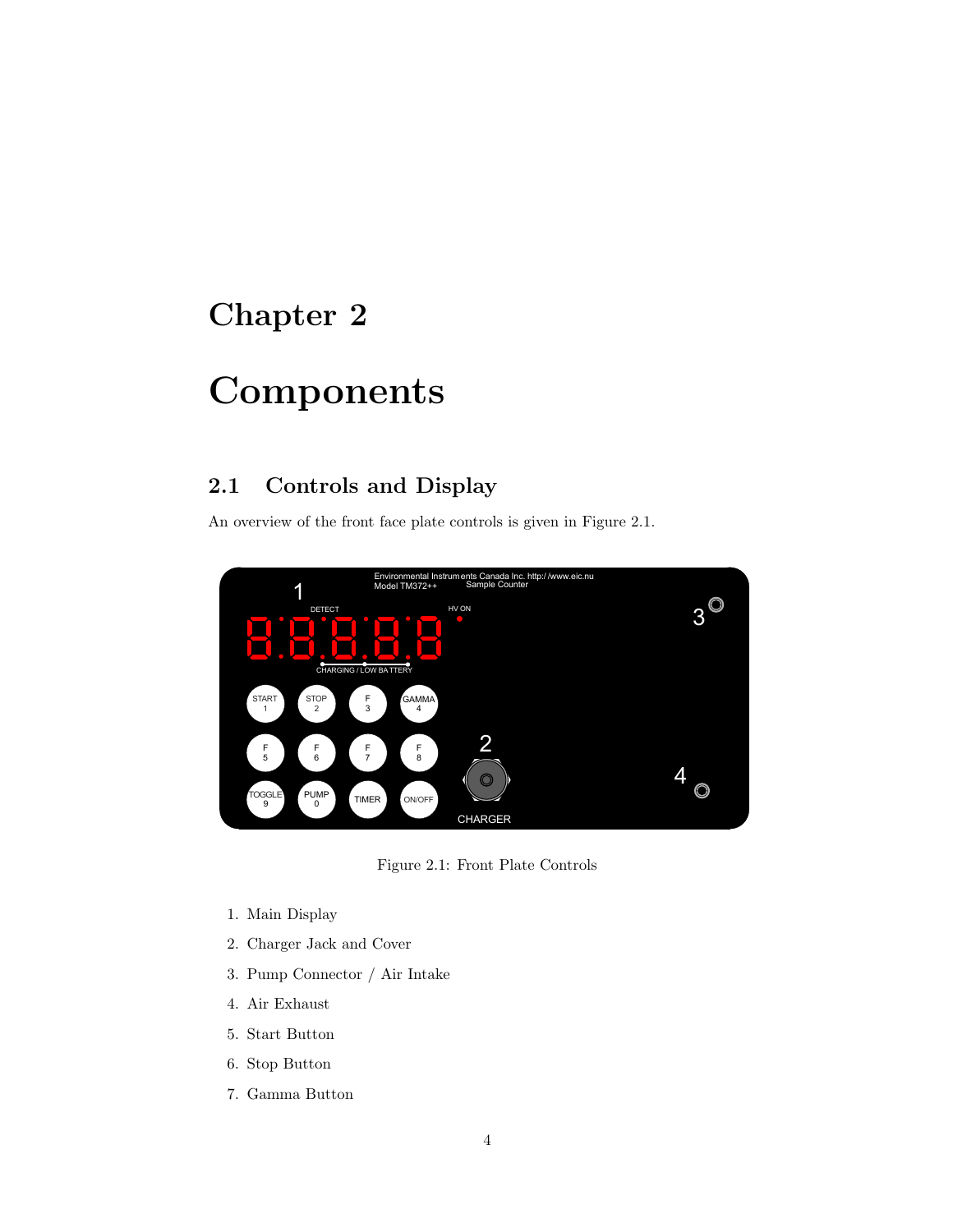# Chapter 2

# Components

## 2.1 Controls and Display

An overview of the front face plate controls is given in Figure 2.1.

Figure 2.1: Front Plate Controls

1. Main Display
2. Charger Jack and Cover
3. Pump Connector / Air Intake
4. Air Exhaust
5. Start Button
6. Stop Button
7. Gamma Button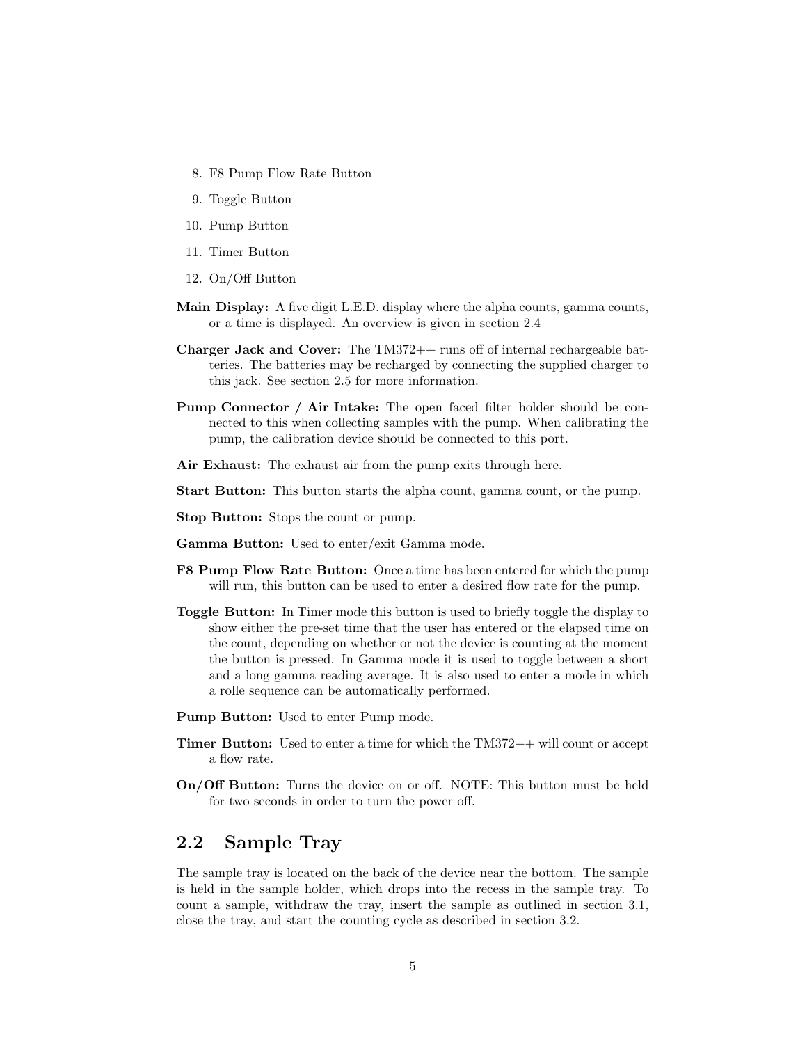8. F8 Pump Flow Rate Button
9. Toggle Button
10. Pump Button
11. Timer Button
12. On/Off Button

**Main Display:** A five digit L.E.D. display where the alpha counts, gamma counts, or a time is displayed. An overview is given in section 2.4

**Charger Jack and Cover:** The TM372++ runs off of internal rechargeable batteries. The batteries may be recharged by connecting the supplied charger to this jack. See section 2.5 for more information.

**Pump Connector / Air Intake:** The open faced filter holder should be connected to this when collecting samples with the pump. When calibrating the pump, the calibration device should be connected to this port.

**Air Exhaust:** The exhaust air from the pump exits through here.

**Start Button:** This button starts the alpha count, gamma count, or the pump.

**Stop Button:** Stops the count or pump.

**Gamma Button:** Used to enter/exit Gamma mode.

**F8 Pump Flow Rate Button:** Once a time has been entered for which the pump will run, this button can be used to enter a desired flow rate for the pump.

**Toggle Button:** In Timer mode this button is used to briefly toggle the display to show either the pre-set time that the user has entered or the elapsed time on the count, depending on whether or not the device is counting at the moment the button is pressed. In Gamma mode it is used to toggle between a short and a long gamma reading average. It is also used to enter a mode in which a rolle sequence can be automatically performed.

**Pump Button:** Used to enter Pump mode.

**Timer Button:** Used to enter a time for which the TM372++ will count or accept a flow rate.

**On/Off Button:** Turns the device on or off. NOTE: This button must be held for two seconds in order to turn the power off.

## 2.2 Sample Tray

The sample tray is located on the back of the device near the bottom. The sample is held in the sample holder, which drops into the recess in the sample tray. To count a sample, withdraw the tray, insert the sample as outlined in section 3.1, close the tray, and start the counting cycle as described in section 3.2.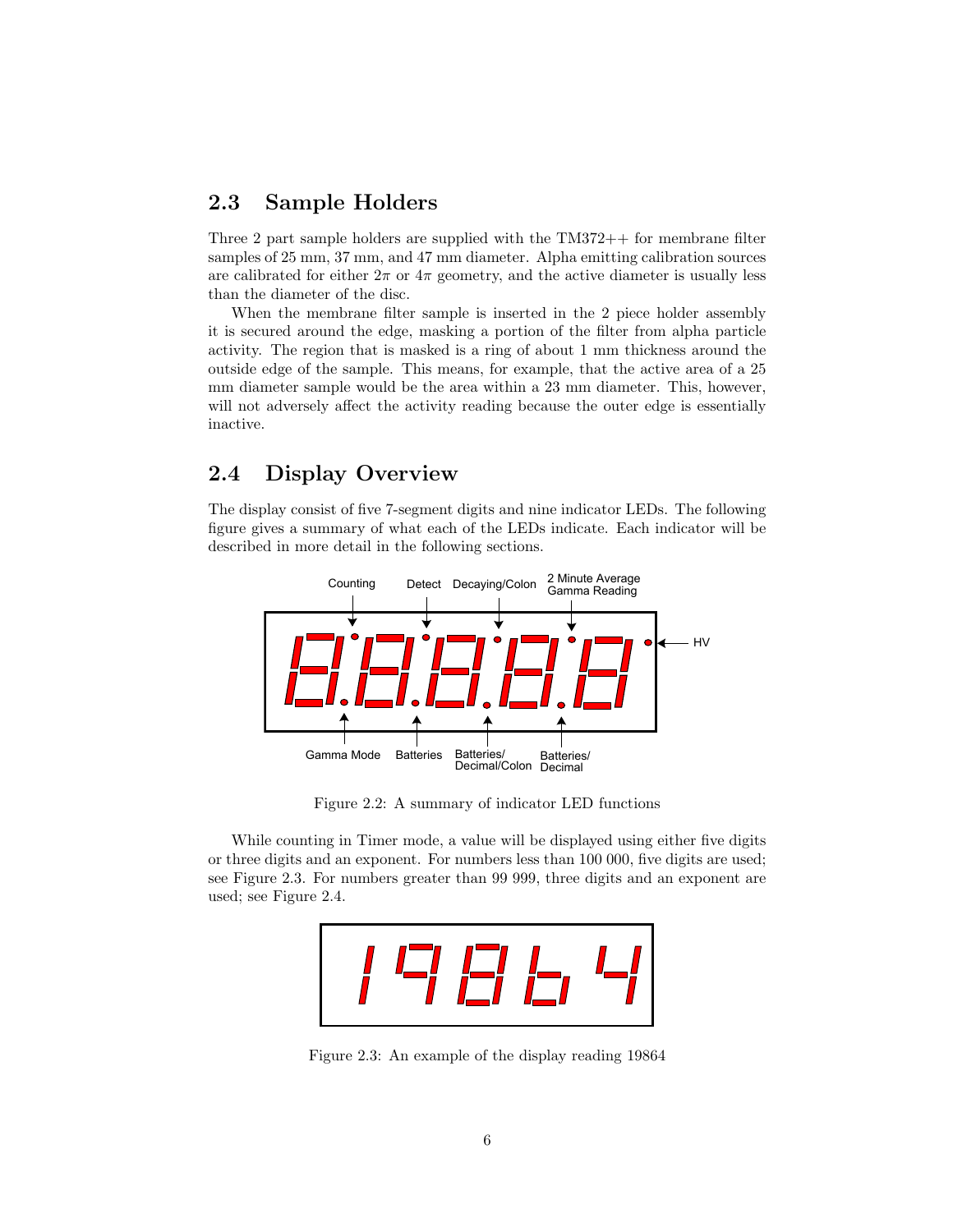## 2.3 Sample Holders

Three 2 part sample holders are supplied with the TM372++ for membrane filter samples of 25 mm, 37 mm, and 47 mm diameter. Alpha emitting calibration sources are calibrated for either $2\pi$ or $4\pi$ geometry, and the active diameter is usually less than the diameter of the disc.

When the membrane filter sample is inserted in the 2 piece holder assembly it is secured around the edge, masking a portion of the filter from alpha particle activity. The region that is masked is a ring of about 1 mm thickness around the outside edge of the sample. This means, for example, that the active area of a 25 mm diameter sample would be the area within a 23 mm diameter. This, however, will not adversely affect the activity reading because the outer edge is essentially inactive.

## 2.4 Display Overview

The display consist of five 7-segment digits and nine indicator LEDs. The following figure gives a summary of what each of the LEDs indicate. Each indicator will be described in more detail in the following sections.

Figure 2.2: A summary of indicator LED functions

While counting in Timer mode, a value will be displayed using either five digits or three digits and an exponent. For numbers less than 100 000, five digits are used; see Figure 2.3. For numbers greater than 99 999, three digits and an exponent are used; see Figure 2.4.

Figure 2.3: An example of the display reading 19864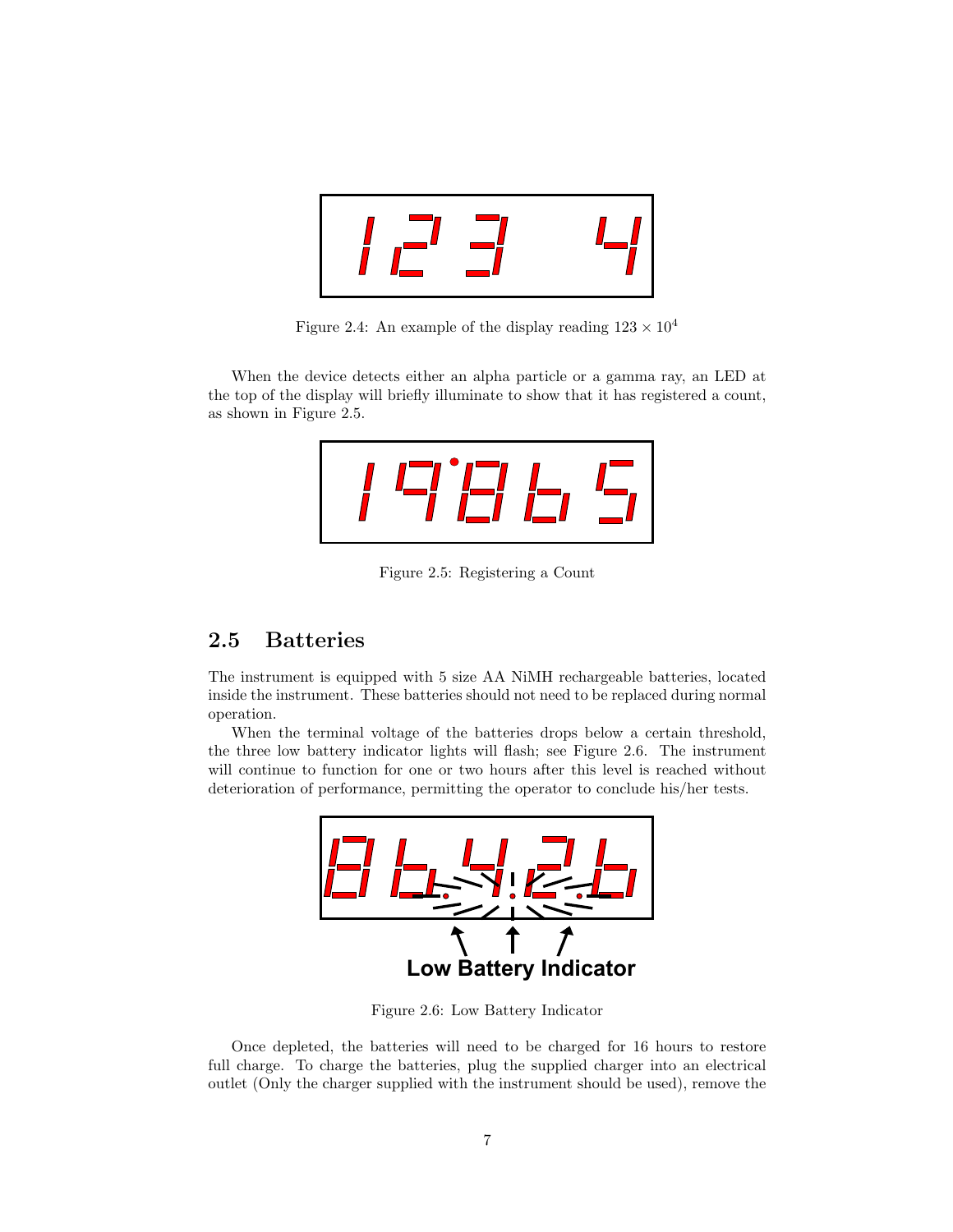Figure 2.4: An example of the display reading $123 \times 10^4$

When the device detects either an alpha particle or a gamma ray, an LED at the top of the display will briefly illuminate to show that it has registered a count, as shown in Figure 2.5.

Figure 2.5: Registering a Count

## 2.5 Batteries

The instrument is equipped with 5 size AA NiMH rechargeable batteries, located inside the instrument. These batteries should not need to be replaced during normal operation.

When the terminal voltage of the batteries drops below a certain threshold, the three low battery indicator lights will flash; see Figure 2.6. The instrument will continue to function for one or two hours after this level is reached without deterioration of performance, permitting the operator to conclude his/her tests.

Low Battery Indicator

Figure 2.6: Low Battery Indicator

Once depleted, the batteries will need to be charged for 16 hours to restore full charge. To charge the batteries, plug the supplied charger into an electrical outlet (Only the charger supplied with the instrument should be used), remove the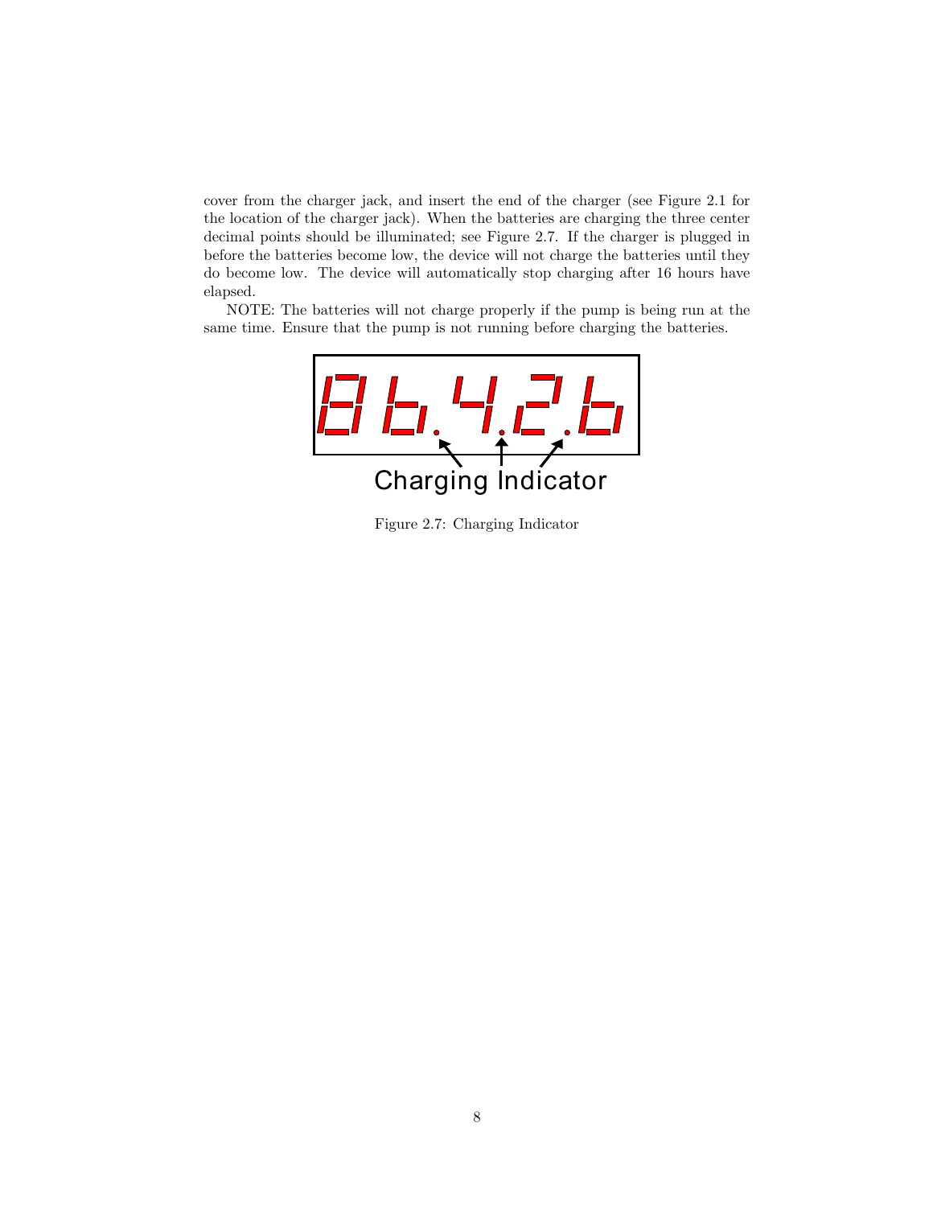cover from the charger jack, and insert the end of the charger (see Figure 2.1 for the location of the charger jack). When the batteries are charging the three center decimal points should be illuminated; see Figure 2.7. If the charger is plugged in before the batteries become low, the device will not charge the batteries until they do become low. The device will automatically stop charging after 16 hours have elapsed.

NOTE: The batteries will not charge properly if the pump is being run at the same time. Ensure that the pump is not running before charging the batteries.

Figure 2.7: Charging Indicator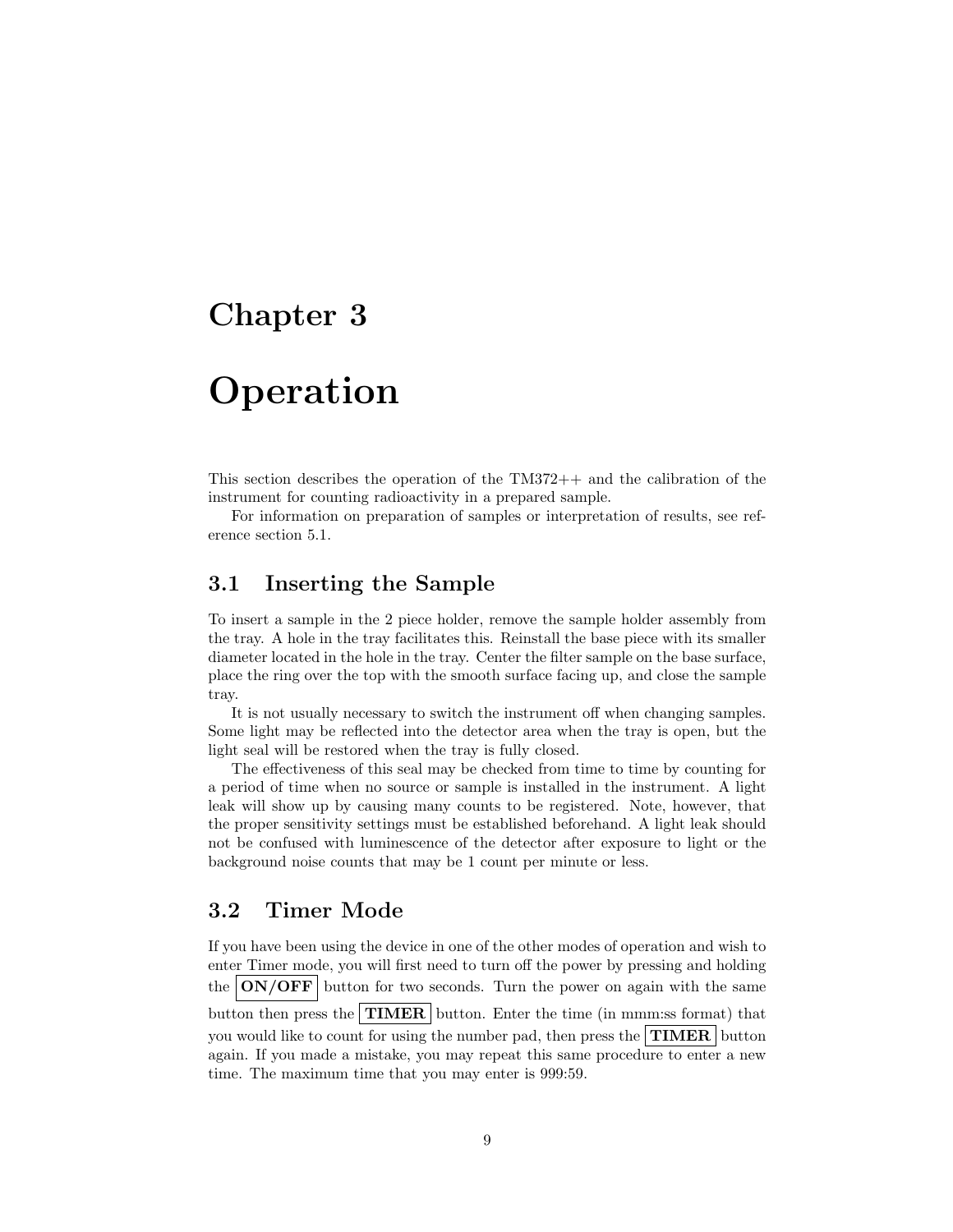# Chapter 3

# Operation

This section describes the operation of the TM372++ and the calibration of the instrument for counting radioactivity in a prepared sample.

For information on preparation of samples or interpretation of results, see reference section 5.1.

## 3.1 Inserting the Sample

To insert a sample in the 2 piece holder, remove the sample holder assembly from the tray. A hole in the tray facilitates this. Reinstall the base piece with its smaller diameter located in the hole in the tray. Center the filter sample on the base surface, place the ring over the top with the smooth surface facing up, and close the sample tray.

It is not usually necessary to switch the instrument off when changing samples. Some light may be reflected into the detector area when the tray is open, but the light seal will be restored when the tray is fully closed.

The effectiveness of this seal may be checked from time to time by counting for a period of time when no source or sample is installed in the instrument. A light leak will show up by causing many counts to be registered. Note, however, that the proper sensitivity settings must be established beforehand. A light leak should not be confused with luminescence of the detector after exposure to light or the background noise counts that may be 1 count per minute or less.

## 3.2 Timer Mode

If you have been using the device in one of the other modes of operation and wish to enter Timer mode, you will first need to turn off the power by pressing and holding the **ON/OFF** button for two seconds. Turn the power on again with the same button then press the **TIMER** button. Enter the time (in mmm:ss format) that you would like to count for using the number pad, then press the **TIMER** button again. If you made a mistake, you may repeat this same procedure to enter a new time. The maximum time that you may enter is 999:59.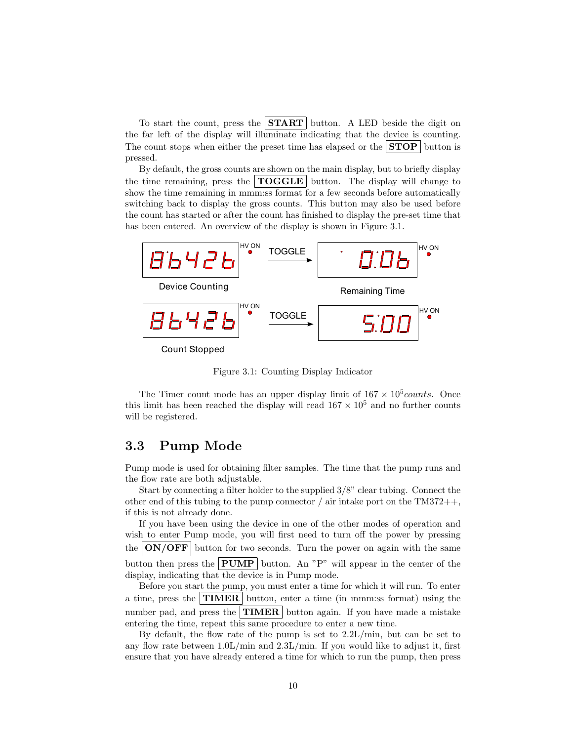To start the count, press the **START** button. A LED beside the digit on the far left of the display will illuminate indicating that the device is counting. The count stops when either the preset time has elapsed or the **STOP** button is pressed.

By default, the gross counts are shown on the main display, but to briefly display the time remaining, press the **TOGGLE** button. The display will change to show the time remaining in mmm:ss format for a few seconds before automatically switching back to display the gross counts. This button may also be used before the count has started or after the count has finished to display the pre-set time that has been entered. An overview of the display is shown in Figure 3.1.

Figure 3.1: Counting Display Indicator

The Timer count mode has an upper display limit of $167 \times 10^5 counts$. Once this limit has been reached the display will read $167 \times 10^5$ and no further counts will be registered.

## 3.3 Pump Mode

Pump mode is used for obtaining filter samples. The time that the pump runs and the flow rate are both adjustable.

Start by connecting a filter holder to the supplied 3/8" clear tubing. Connect the other end of this tubing to the pump connector / air intake port on the TM372++, if this is not already done.

If you have been using the device in one of the other modes of operation and wish to enter Pump mode, you will first need to turn off the power by pressing the **ON/OFF** button for two seconds. Turn the power on again with the same button then press the **PUMP** button. An "P" will appear in the center of the display, indicating that the device is in Pump mode.

Before you start the pump, you must enter a time for which it will run. To enter a time, press the **TIMER** button, enter a time (in mmm:ss format) using the number pad, and press the **TIMER** button again. If you have made a mistake entering the time, repeat this same procedure to enter a new time.

By default, the flow rate of the pump is set to 2.2L/min, but can be set to any flow rate between 1.0L/min and 2.3L/min. If you would like to adjust it, first ensure that you have already entered a time for which to run the pump, then press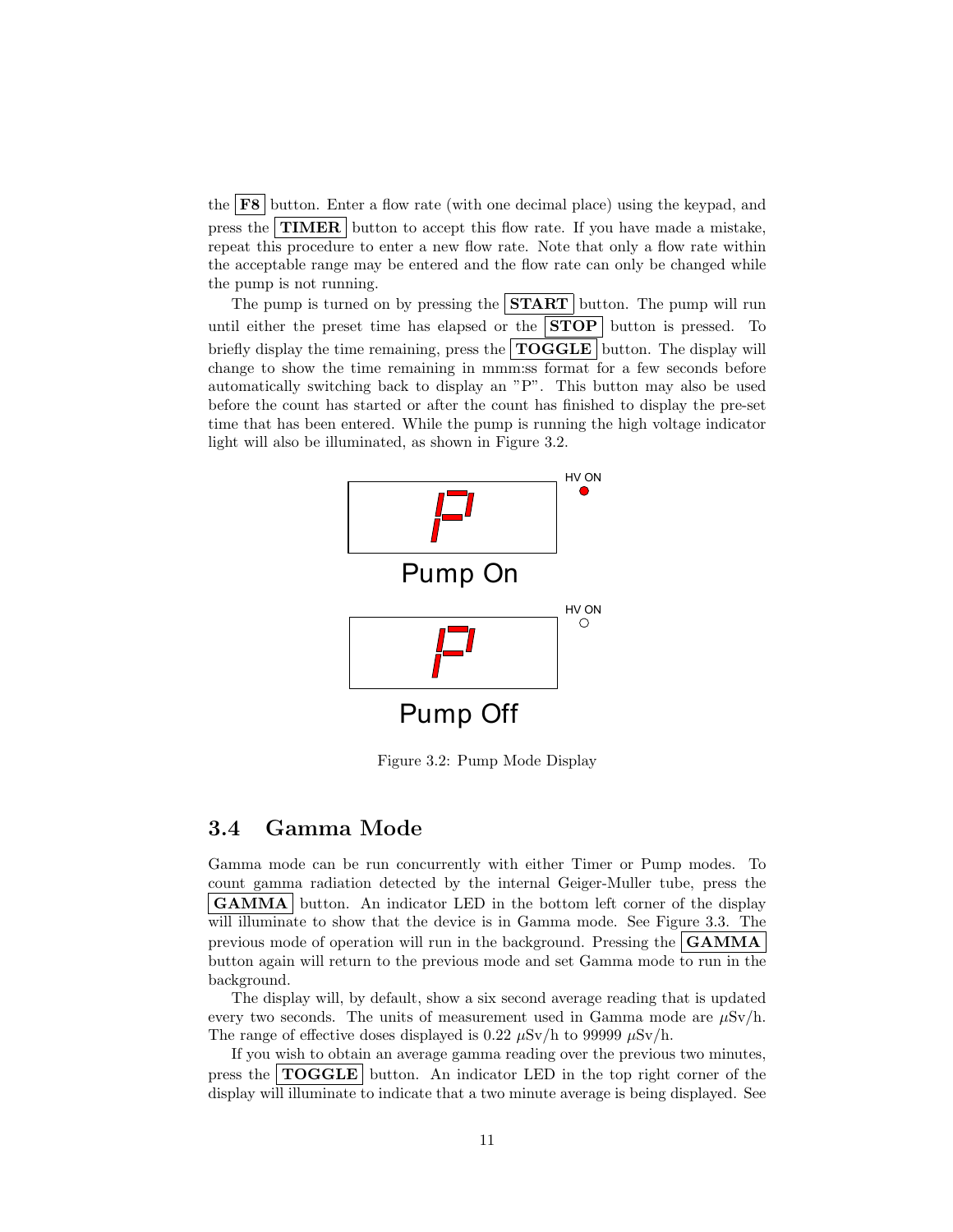the **F8** button. Enter a flow rate (with one decimal place) using the keypad, and press the **TIMER** button to accept this flow rate. If you have made a mistake, repeat this procedure to enter a new flow rate. Note that only a flow rate within the acceptable range may be entered and the flow rate can only be changed while the pump is not running.

The pump is turned on by pressing the **START** button. The pump will run until either the preset time has elapsed or the **STOP** button is pressed. To briefly display the time remaining, press the **TOGGLE** button. The display will change to show the time remaining in mmm:ss format for a few seconds before automatically switching back to display an "P". This button may also be used before the count has started or after the count has finished to display the pre-set time that has been entered. While the pump is running the high voltage indicator light will also be illuminated, as shown in Figure 3.2.

HV ON

Pump On

HV ON

Pump Off

Figure 3.2: Pump Mode Display

## 3.4 Gamma Mode

Gamma mode can be run concurrently with either Timer or Pump modes. To count gamma radiation detected by the internal Geiger-Muller tube, press the **GAMMA** button. An indicator LED in the bottom left corner of the display will illuminate to show that the device is in Gamma mode. See Figure 3.3. The previous mode of operation will run in the background. Pressing the **GAMMA** button again will return to the previous mode and set Gamma mode to run in the background.

The display will, by default, show a six second average reading that is updated every two seconds. The units of measurement used in Gamma mode are $\mu$Sv/h. The range of effective doses displayed is 0.22 $\mu$Sv/h to 99999 $\mu$Sv/h.

If you wish to obtain an average gamma reading over the previous two minutes, press the **TOGGLE** button. An indicator LED in the top right corner of the display will illuminate to indicate that a two minute average is being displayed. See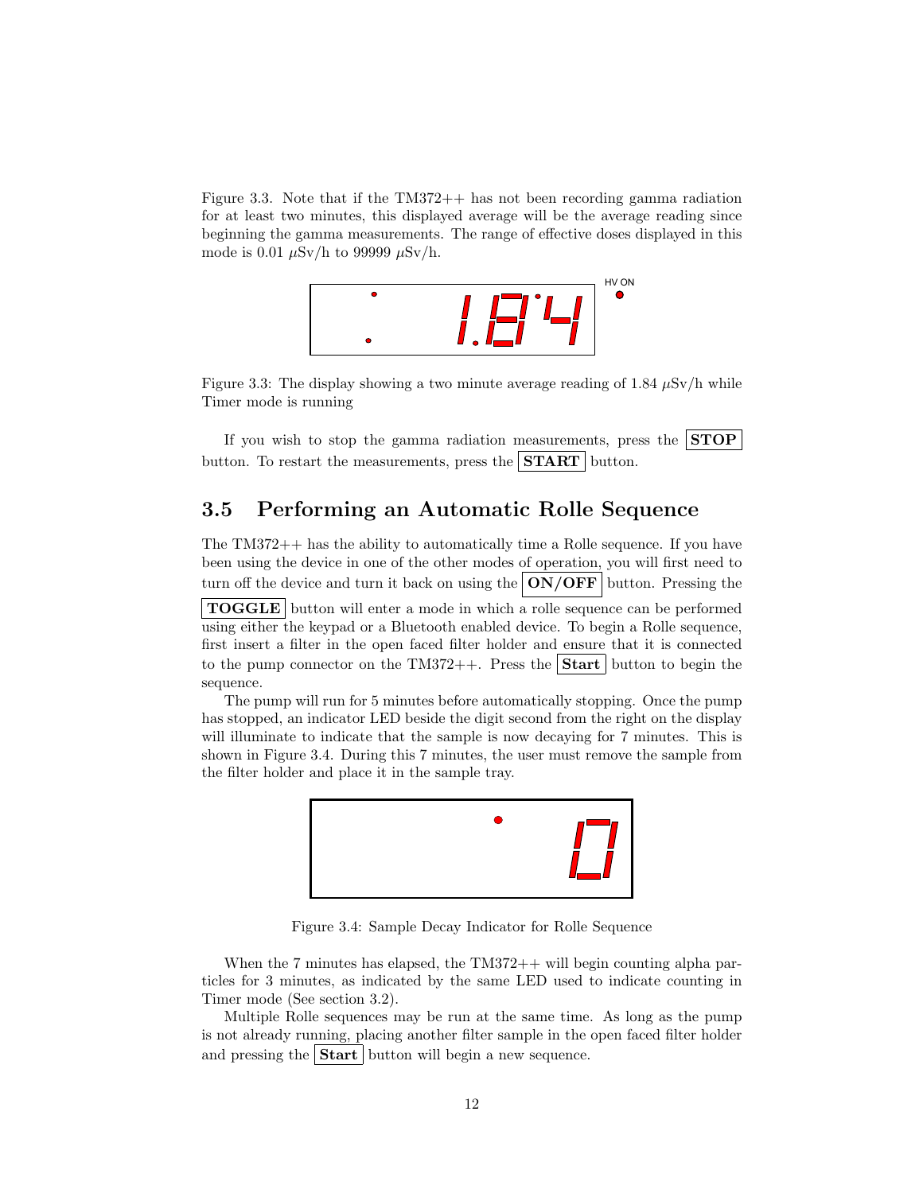Figure 3.3. Note that if the TM372++ has not been recording gamma radiation for at least two minutes, this displayed average will be the average reading since beginning the gamma measurements. The range of effective doses displayed in this mode is 0.01 $\mu$Sv/h to 99999 $\mu$Sv/h.

Figure 3.3: The display showing a two minute average reading of 1.84 $\mu$Sv/h while Timer mode is running

If you wish to stop the gamma radiation measurements, press the **STOP** button. To restart the measurements, press the **START** button.

## 3.5 Performing an Automatic Rolle Sequence

The TM372++ has the ability to automatically time a Rolle sequence. If you have been using the device in one of the other modes of operation, you will first need to turn off the device and turn it back on using the **ON/OFF** button. Pressing the **TOGGLE** button will enter a mode in which a rolle sequence can be performed using either the keypad or a Bluetooth enabled device. To begin a Rolle sequence, first insert a filter in the open faced filter holder and ensure that it is connected to the pump connector on the TM372++. Press the **Start** button to begin the sequence.

The pump will run for 5 minutes before automatically stopping. Once the pump has stopped, an indicator LED beside the digit second from the right on the display will illuminate to indicate that the sample is now decaying for 7 minutes. This is shown in Figure 3.4. During this 7 minutes, the user must remove the sample from the filter holder and place it in the sample tray.

Figure 3.4: Sample Decay Indicator for Rolle Sequence

When the 7 minutes has elapsed, the TM372++ will begin counting alpha particles for 3 minutes, as indicated by the same LED used to indicate counting in Timer mode (See section 3.2).

Multiple Rolle sequences may be run at the same time. As long as the pump is not already running, placing another filter sample in the open faced filter holder and pressing the **Start** button will begin a new sequence.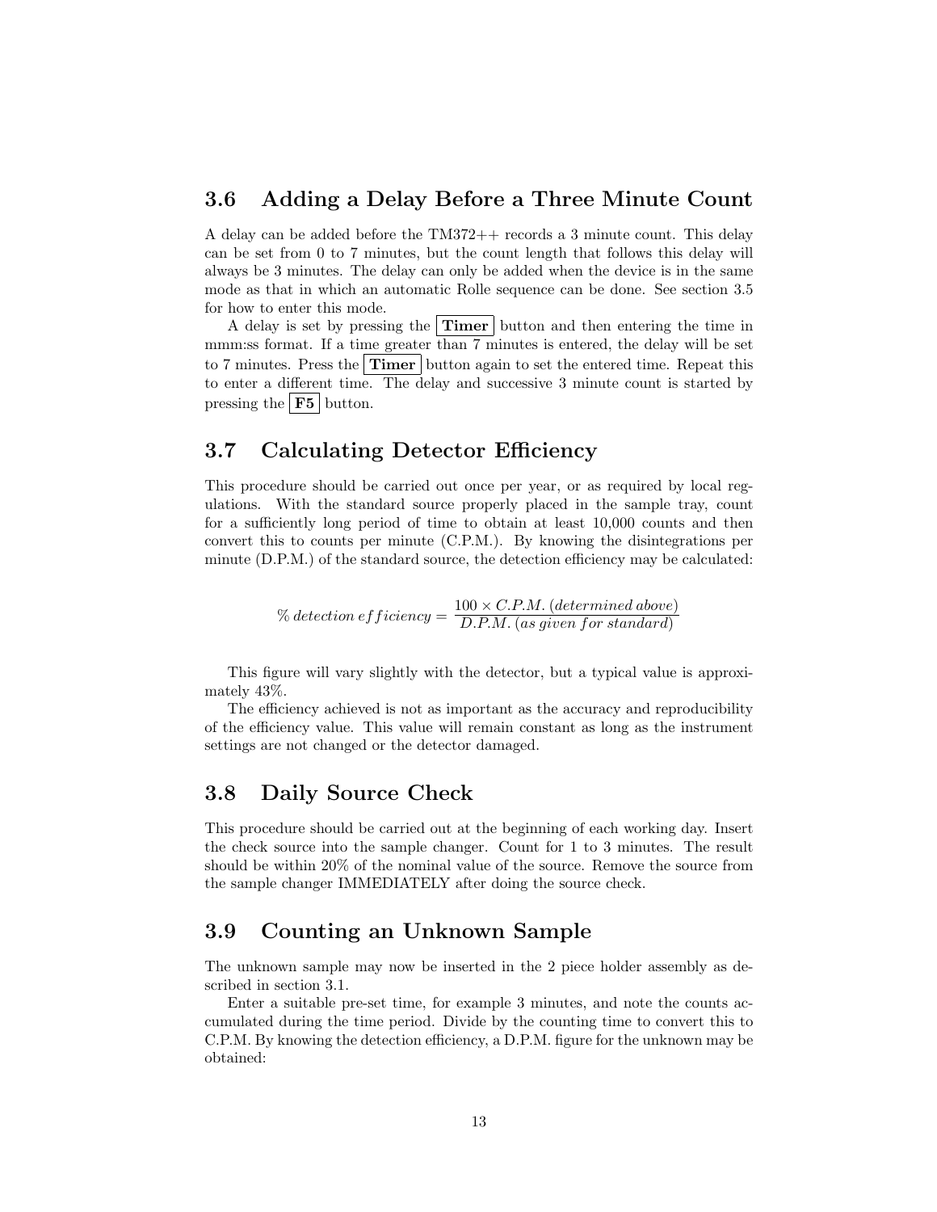## 3.6 Adding a Delay Before a Three Minute Count

A delay can be added before the TM372++ records a 3 minute count. This delay can be set from 0 to 7 minutes, but the count length that follows this delay will always be 3 minutes. The delay can only be added when the device is in the same mode as that in which an automatic Rolle sequence can be done. See section 3.5 for how to enter this mode.

A delay is set by pressing the **Timer** button and then entering the time in mmm:ss format. If a time greater than 7 minutes is entered, the delay will be set to 7 minutes. Press the **Timer** button again to set the entered time. Repeat this to enter a different time. The delay and successive 3 minute count is started by pressing the **F5** button.

## 3.7 Calculating Detector Efficiency

This procedure should be carried out once per year, or as required by local regulations. With the standard source properly placed in the sample tray, count for a sufficiently long period of time to obtain at least 10,000 counts and then convert this to counts per minute (C.P.M.). By knowing the disintegrations per minute (D.P.M.) of the standard source, the detection efficiency may be calculated:

$$\% \, detection \, efficiency = \frac{100 \times C.P.M. \, (determined \, above)}{D.P.M. \, (as \, given \, for \, standard)}$$

This figure will vary slightly with the detector, but a typical value is approximately 43%.

The efficiency achieved is not as important as the accuracy and reproducibility of the efficiency value. This value will remain constant as long as the instrument settings are not changed or the detector damaged.

## 3.8 Daily Source Check

This procedure should be carried out at the beginning of each working day. Insert the check source into the sample changer. Count for 1 to 3 minutes. The result should be within 20% of the nominal value of the source. Remove the source from the sample changer IMMEDIATELY after doing the source check.

## 3.9 Counting an Unknown Sample

The unknown sample may now be inserted in the 2 piece holder assembly as described in section 3.1.

Enter a suitable pre-set time, for example 3 minutes, and note the counts accumulated during the time period. Divide by the counting time to convert this to C.P.M. By knowing the detection efficiency, a D.P.M. figure for the unknown may be obtained: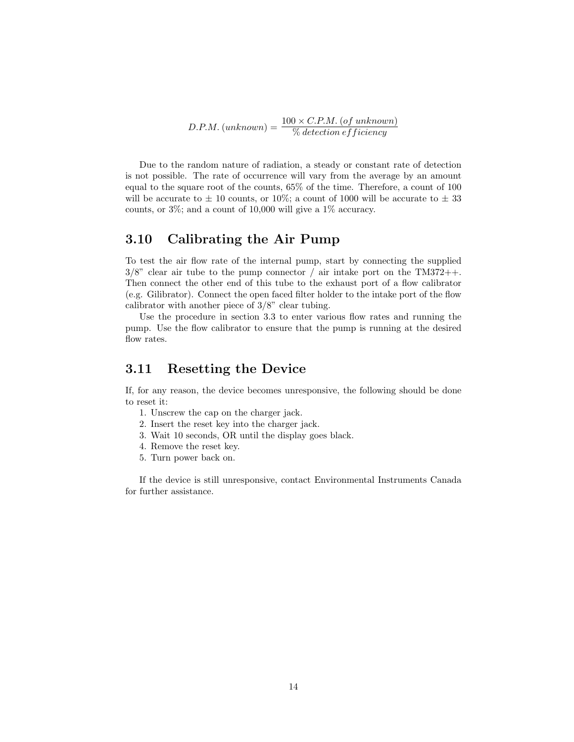$$D.P.M.\,(unknown) = \frac{100 \times C.P.M.\,(of\ unknown)}{\%\,detection\,efficiency}$$

Due to the random nature of radiation, a steady or constant rate of detection is not possible. The rate of occurrence will vary from the average by an amount equal to the square root of the counts, 65% of the time. Therefore, a count of 100 will be accurate to ± 10 counts, or 10%; a count of 1000 will be accurate to ± 33 counts, or 3%; and a count of 10,000 will give a 1% accuracy.

## 3.10 Calibrating the Air Pump

To test the air flow rate of the internal pump, start by connecting the supplied 3/8" clear air tube to the pump connector / air intake port on the TM372++. Then connect the other end of this tube to the exhaust port of a flow calibrator (e.g. Gilibrator). Connect the open faced filter holder to the intake port of the flow calibrator with another piece of 3/8" clear tubing.

Use the procedure in section 3.3 to enter various flow rates and running the pump. Use the flow calibrator to ensure that the pump is running at the desired flow rates.

## 3.11 Resetting the Device

If, for any reason, the device becomes unresponsive, the following should be done to reset it:

1. Unscrew the cap on the charger jack.
2. Insert the reset key into the charger jack.
3. Wait 10 seconds, OR until the display goes black.
4. Remove the reset key.
5. Turn power back on.

If the device is still unresponsive, contact Environmental Instruments Canada for further assistance.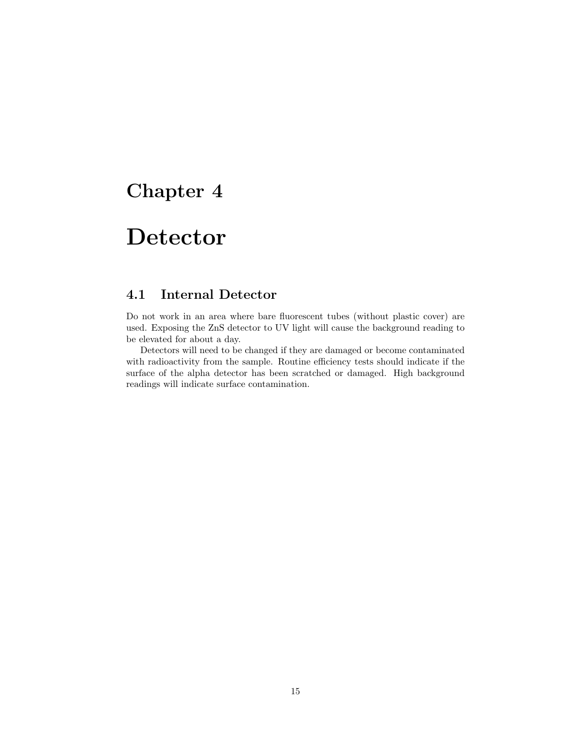# Chapter 4

# Detector

## 4.1 Internal Detector

Do not work in an area where bare fluorescent tubes (without plastic cover) are used. Exposing the ZnS detector to UV light will cause the background reading to be elevated for about a day.

Detectors will need to be changed if they are damaged or become contaminated with radioactivity from the sample. Routine efficiency tests should indicate if the surface of the alpha detector has been scratched or damaged. High background readings will indicate surface contamination.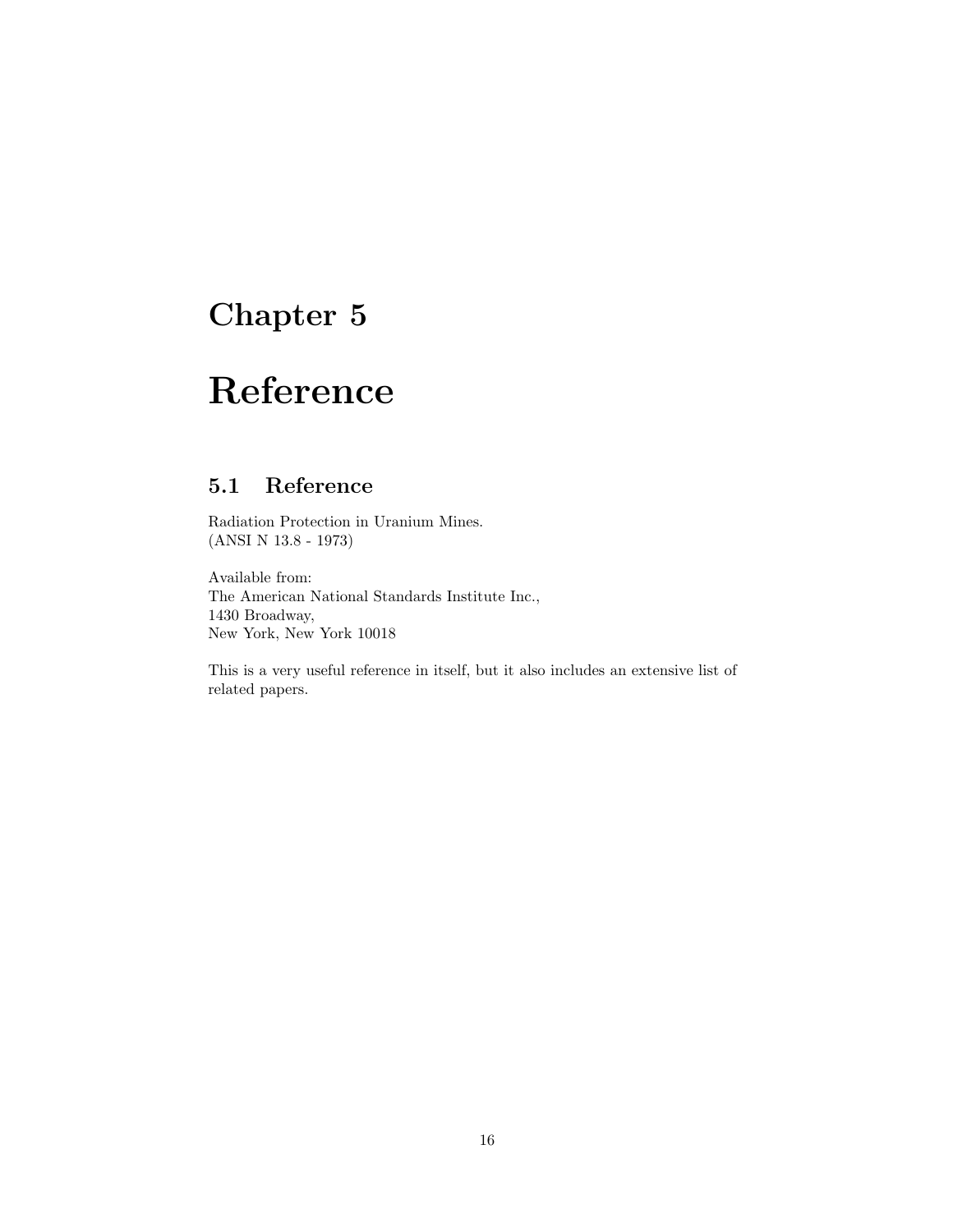# Chapter 5

# Reference

## 5.1 Reference

Radiation Protection in Uranium Mines.
(ANSI N 13.8 - 1973)

Available from:
The American National Standards Institute Inc.,
1430 Broadway,
New York, New York 10018

This is a very useful reference in itself, but it also includes an extensive list of related papers.